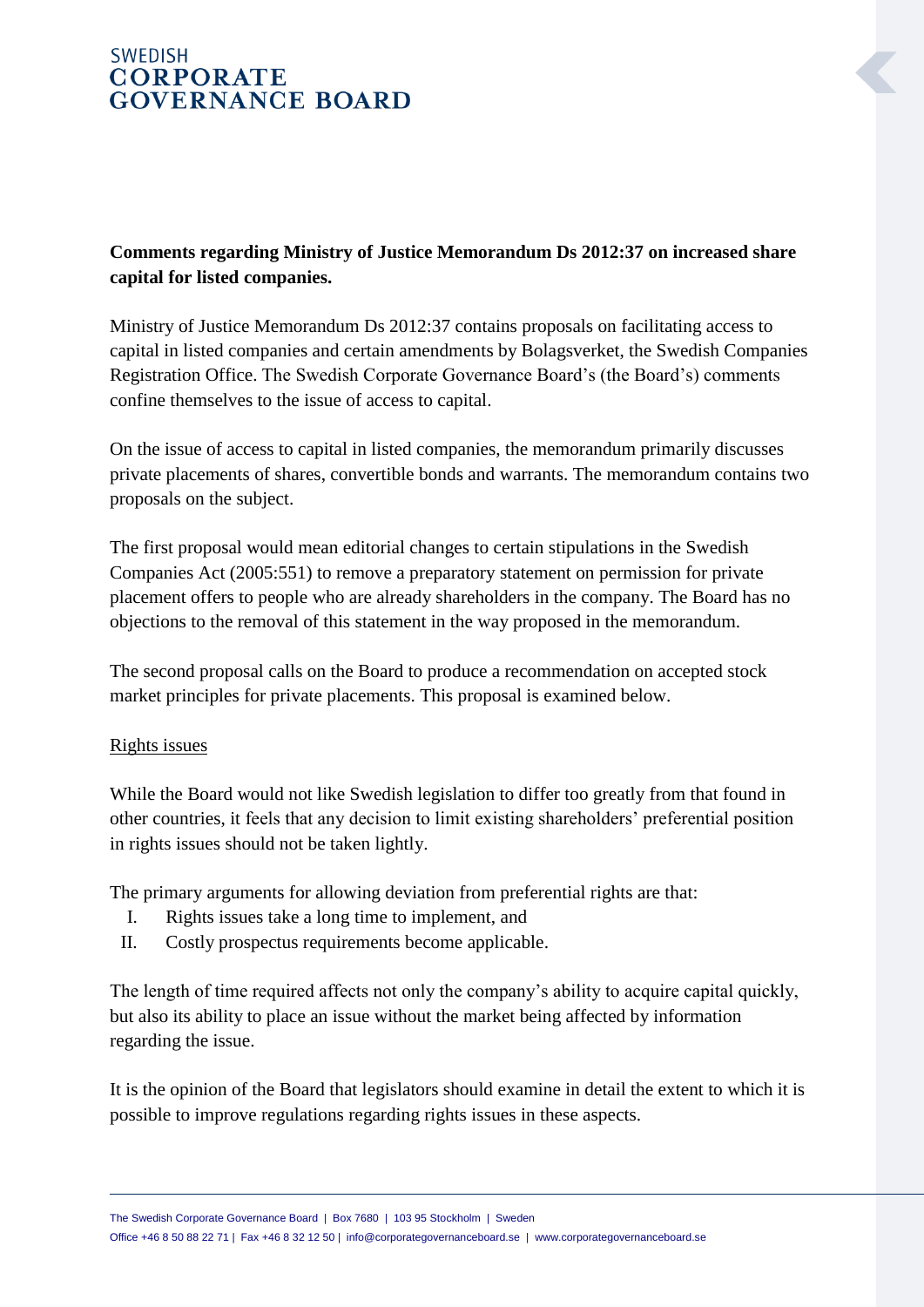SWEDISH
**CORPORATE GOVERNANCE BOARD**

**Comments regarding Ministry of Justice Memorandum Ds 2012:37 on increased share capital for listed companies.**

Ministry of Justice Memorandum Ds 2012:37 contains proposals on facilitating access to capital in listed companies and certain amendments by Bolagsverket, the Swedish Companies Registration Office. The Swedish Corporate Governance Board's (the Board's) comments confine themselves to the issue of access to capital.

On the issue of access to capital in listed companies, the memorandum primarily discusses private placements of shares, convertible bonds and warrants. The memorandum contains two proposals on the subject.

The first proposal would mean editorial changes to certain stipulations in the Swedish Companies Act (2005:551) to remove a preparatory statement on permission for private placement offers to people who are already shareholders in the company. The Board has no objections to the removal of this statement in the way proposed in the memorandum.

The second proposal calls on the Board to produce a recommendation on accepted stock market principles for private placements. This proposal is examined below.

## Rights issues

While the Board would not like Swedish legislation to differ too greatly from that found in other countries, it feels that any decision to limit existing shareholders' preferential position in rights issues should not be taken lightly.

The primary arguments for allowing deviation from preferential rights are that:

I. Rights issues take a long time to implement, and
II. Costly prospectus requirements become applicable.

The length of time required affects not only the company's ability to acquire capital quickly, but also its ability to place an issue without the market being affected by information regarding the issue.

It is the opinion of the Board that legislators should examine in detail the extent to which it is possible to improve regulations regarding rights issues in these aspects.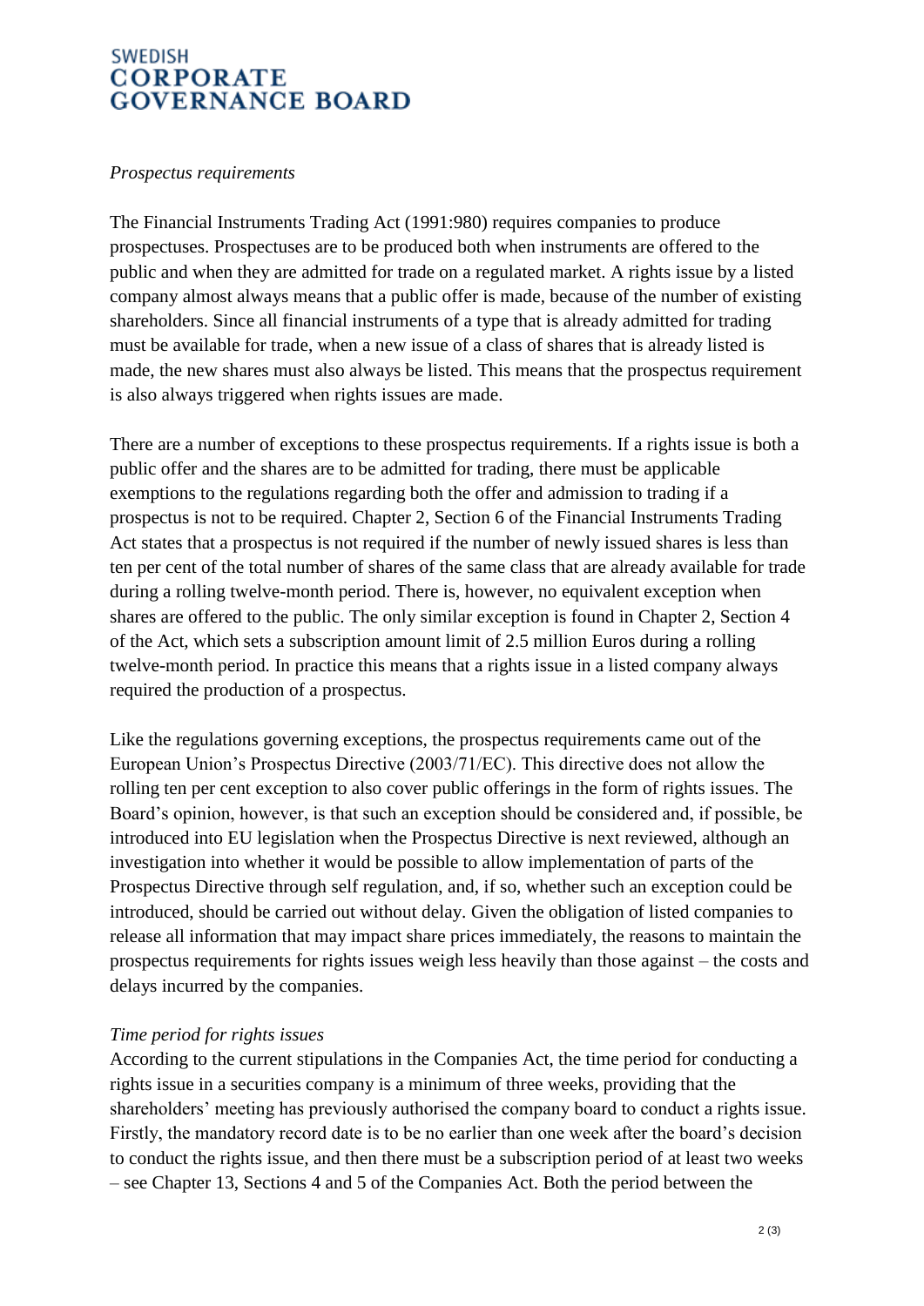*Prospectus requirements*

The Financial Instruments Trading Act (1991:980) requires companies to produce prospectuses. Prospectuses are to be produced both when instruments are offered to the public and when they are admitted for trade on a regulated market. A rights issue by a listed company almost always means that a public offer is made, because of the number of existing shareholders. Since all financial instruments of a type that is already admitted for trading must be available for trade, when a new issue of a class of shares that is already listed is made, the new shares must also always be listed. This means that the prospectus requirement is also always triggered when rights issues are made.

There are a number of exceptions to these prospectus requirements. If a rights issue is both a public offer and the shares are to be admitted for trading, there must be applicable exemptions to the regulations regarding both the offer and admission to trading if a prospectus is not to be required. Chapter 2, Section 6 of the Financial Instruments Trading Act states that a prospectus is not required if the number of newly issued shares is less than ten per cent of the total number of shares of the same class that are already available for trade during a rolling twelve-month period. There is, however, no equivalent exception when shares are offered to the public. The only similar exception is found in Chapter 2, Section 4 of the Act, which sets a subscription amount limit of 2.5 million Euros during a rolling twelve-month period. In practice this means that a rights issue in a listed company always required the production of a prospectus.

Like the regulations governing exceptions, the prospectus requirements came out of the European Union's Prospectus Directive (2003/71/EC). This directive does not allow the rolling ten per cent exception to also cover public offerings in the form of rights issues. The Board's opinion, however, is that such an exception should be considered and, if possible, be introduced into EU legislation when the Prospectus Directive is next reviewed, although an investigation into whether it would be possible to allow implementation of parts of the Prospectus Directive through self regulation, and, if so, whether such an exception could be introduced, should be carried out without delay. Given the obligation of listed companies to release all information that may impact share prices immediately, the reasons to maintain the prospectus requirements for rights issues weigh less heavily than those against – the costs and delays incurred by the companies.

*Time period for rights issues*

According to the current stipulations in the Companies Act, the time period for conducting a rights issue in a securities company is a minimum of three weeks, providing that the shareholders' meeting has previously authorised the company board to conduct a rights issue. Firstly, the mandatory record date is to be no earlier than one week after the board's decision to conduct the rights issue, and then there must be a subscription period of at least two weeks – see Chapter 13, Sections 4 and 5 of the Companies Act. Both the period between the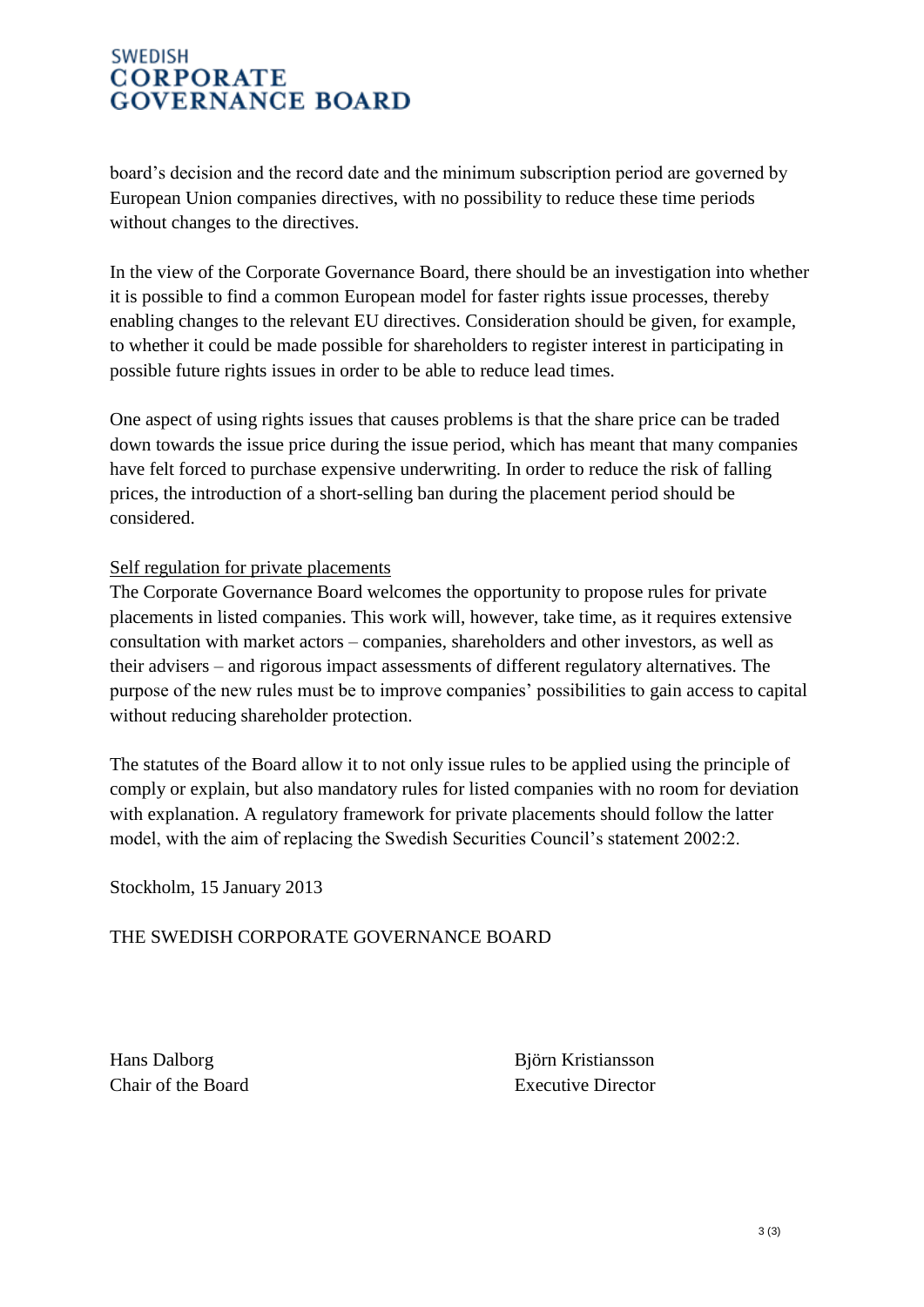board's decision and the record date and the minimum subscription period are governed by European Union companies directives, with no possibility to reduce these time periods without changes to the directives.

In the view of the Corporate Governance Board, there should be an investigation into whether it is possible to find a common European model for faster rights issue processes, thereby enabling changes to the relevant EU directives. Consideration should be given, for example, to whether it could be made possible for shareholders to register interest in participating in possible future rights issues in order to be able to reduce lead times.

One aspect of using rights issues that causes problems is that the share price can be traded down towards the issue price during the issue period, which has meant that many companies have felt forced to purchase expensive underwriting. In order to reduce the risk of falling prices, the introduction of a short-selling ban during the placement period should be considered.

<u>Self regulation for private placements</u>

The Corporate Governance Board welcomes the opportunity to propose rules for private placements in listed companies. This work will, however, take time, as it requires extensive consultation with market actors – companies, shareholders and other investors, as well as their advisers – and rigorous impact assessments of different regulatory alternatives. The purpose of the new rules must be to improve companies' possibilities to gain access to capital without reducing shareholder protection.

The statutes of the Board allow it to not only issue rules to be applied using the principle of comply or explain, but also mandatory rules for listed companies with no room for deviation with explanation. A regulatory framework for private placements should follow the latter model, with the aim of replacing the Swedish Securities Council's statement 2002:2.

Stockholm, 15 January 2013

THE SWEDISH CORPORATE GOVERNANCE BOARD

Hans Dalborg
Chair of the Board

Björn Kristiansson
Executive Director